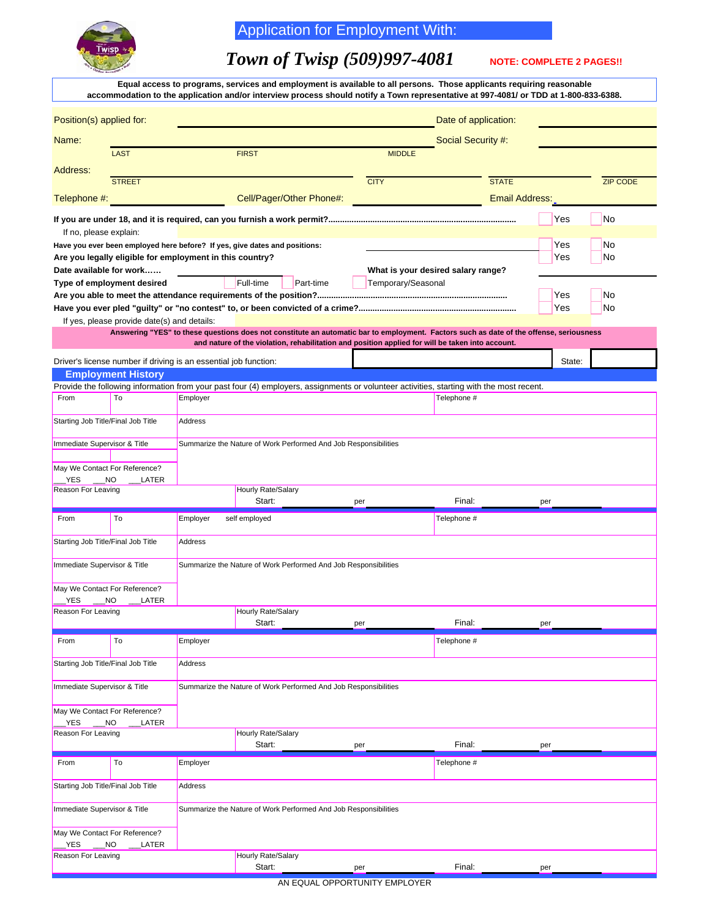# Application for Employment With:

## *Town of Twisp (509)997-4081*

**NOTE: COMPLETE 2 PAGES!!**

**Equal access to programs, services and employment is available to all persons. Those applicants requiring reasonable accommodation to the application and/or interview process should notify a Town representative at 997-4081/ or TDD at 1-800-833-6388.**

Position(s) applied for: ______________________ Date of application: ____________

Name: ______________________ Social Security #: ____________

LAST FIRST MIDDLE

Address: ______________________

STREET CITY STATE ZIP CODE

Telephone #: ____________ Cell/Pager/Other Phone#: ____________ Email Address: ____________

**If you are under 18, and it is required, can you furnish a work permit?** ........ ☐ Yes ☐ No

If no, please explain: ______________________

**Have you ever been employed here before? If yes, give dates and positions:** ____________ ☐ Yes ☐ No

**Are you legally eligible for employment in this country?** ☐ Yes ☐ No

**Date available for work……** ____________ **What is your desired salary range?** ____________

**Type of employment desired** ☐ Full-time ☐ Part-time ☐ Temporary/Seasonal

**Are you able to meet the attendance requirements of the position?** ........ ☐ Yes ☐ No

**Have you ever pled "guilty" or "no contest" to, or been convicted of a crime?** ........ ☐ Yes ☐ No

If yes, please provide date(s) and details: ______________________

**Answering "YES" to these questions does not constitute an automatic bar to employment. Factors such as date of the offense, seriousness and nature of the violation, rehabilitation and position applied for will be taken into account.**

Driver's license number if driving is an essential job function: ____________ State: ______

## Employment History

Provide the following information from your past four (4) employers, assignments or volunteer activities, starting with the most recent.

| From | To | Employer | Telephone # |
|---|---|---|---|
| Starting Job Title/Final Job Title | | Address | |
| Immediate Supervisor & Title | | Summarize the Nature of Work Performed And Job Responsibilities | |
| May We Contact For Reference? ___YES ___NO ___LATER | | | |
| Reason For Leaving | | Hourly Rate/Salary Start: ______ per ______ | Final: ______ per ______ |

| From | To | Employer self employed | Telephone # |
|---|---|---|---|
| Starting Job Title/Final Job Title | | Address | |
| Immediate Supervisor & Title | | Summarize the Nature of Work Performed And Job Responsibilities | |
| May We Contact For Reference? ___YES ___NO ___LATER | | | |
| Reason For Leaving | | Hourly Rate/Salary Start: ______ per ______ | Final: ______ per ______ |

| From | To | Employer | Telephone # |
|---|---|---|---|
| Starting Job Title/Final Job Title | | Address | |
| Immediate Supervisor & Title | | Summarize the Nature of Work Performed And Job Responsibilities | |
| May We Contact For Reference? ___YES ___NO ___LATER | | | |
| Reason For Leaving | | Hourly Rate/Salary Start: ______ per ______ | Final: ______ per ______ |

| From | To | Employer | Telephone # |
|---|---|---|---|
| Starting Job Title/Final Job Title | | Address | |
| Immediate Supervisor & Title | | Summarize the Nature of Work Performed And Job Responsibilities | |
| May We Contact For Reference? ___YES ___NO ___LATER | | | |
| Reason For Leaving | | Hourly Rate/Salary Start: ______ per ______ | Final: ______ per ______ |

AN EQUAL OPPORTUNITY EMPLOYER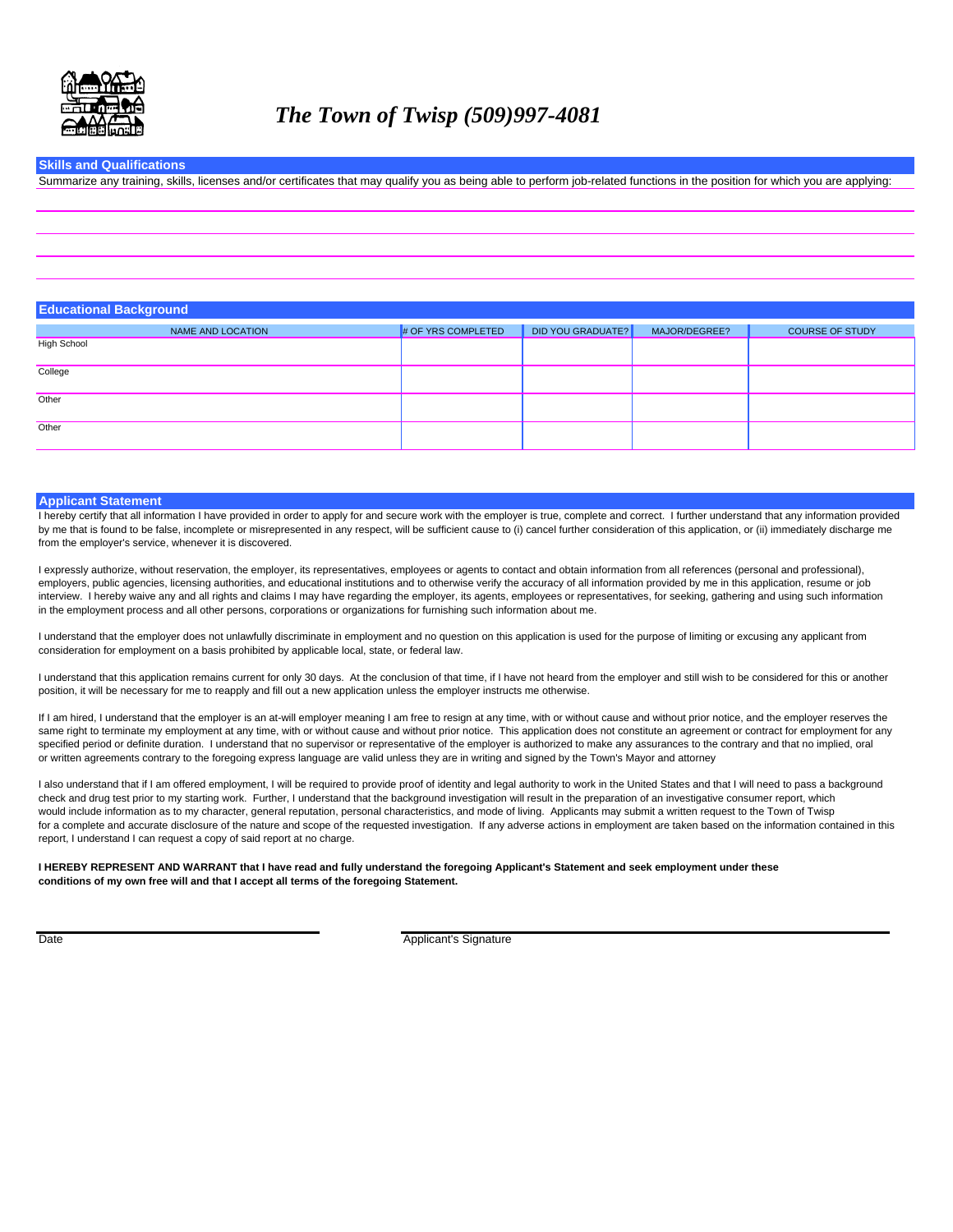# The Town of Twisp (509)997-4081

## Skills and Qualifications

Summarize any training, skills, licenses and/or certificates that may qualify you as being able to perform job-related functions in the position for which you are applying:

## Educational Background

| NAME AND LOCATION | # OF YRS COMPLETED | DID YOU GRADUATE? | MAJOR/DEGREE? | COURSE OF STUDY |
|---|---|---|---|---|
| High School | | | | |
| College | | | | |
| Other | | | | |
| Other | | | | |

## Applicant Statement

I hereby certify that all information I have provided in order to apply for and secure work with the employer is true, complete and correct. I further understand that any information provided by me that is found to be false, incomplete or misrepresented in any respect, will be sufficient cause to (i) cancel further consideration of this application, or (ii) immediately discharge me from the employer's service, whenever it is discovered.

I expressly authorize, without reservation, the employer, its representatives, employees or agents to contact and obtain information from all references (personal and professional), employers, public agencies, licensing authorities, and educational institutions and to otherwise verify the accuracy of all information provided by me in this application, resume or job interview. I hereby waive any and all rights and claims I may have regarding the employer, its agents, employees or representatives, for seeking, gathering and using such information in the employment process and all other persons, corporations or organizations for furnishing such information about me.

I understand that the employer does not unlawfully discriminate in employment and no question on this application is used for the purpose of limiting or excusing any applicant from consideration for employment on a basis prohibited by applicable local, state, or federal law.

I understand that this application remains current for only 30 days. At the conclusion of that time, if I have not heard from the employer and still wish to be considered for this or another position, it will be necessary for me to reapply and fill out a new application unless the employer instructs me otherwise.

If I am hired, I understand that the employer is an at-will employer meaning I am free to resign at any time, with or without cause and without prior notice, and the employer reserves the same right to terminate my employment at any time, with or without cause and without prior notice. This application does not constitute an agreement or contract for employment for any specified period or definite duration. I understand that no supervisor or representative of the employer is authorized to make any assurances to the contrary and that no implied, oral or written agreements contrary to the foregoing express language are valid unless they are in writing and signed by the Town's Mayor and attorney

I also understand that if I am offered employment, I will be required to provide proof of identity and legal authority to work in the United States and that I will need to pass a background check and drug test prior to my starting work. Further, I understand that the background investigation will result in the preparation of an investigative consumer report, which would include information as to my character, general reputation, personal characteristics, and mode of living. Applicants may submit a written request to the Town of Twisp for a complete and accurate disclosure of the nature and scope of the requested investigation. If any adverse actions in employment are taken based on the information contained in this report, I understand I can request a copy of said report at no charge.

**I HEREBY REPRESENT AND WARRANT that I have read and fully understand the foregoing Applicant's Statement and seek employment under these conditions of my own free will and that I accept all terms of the foregoing Statement.**

Date

Applicant's Signature